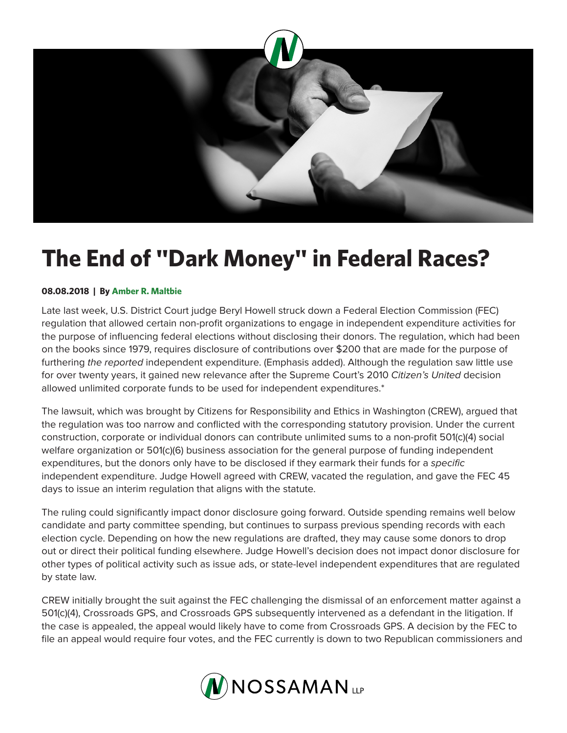# The End of "Dark Money" in Federal Races?

**08.08.2018 | By Amber R. Maltbie**

Late last week, U.S. District Court judge Beryl Howell struck down a Federal Election Commission (FEC) regulation that allowed certain non-profit organizations to engage in independent expenditure activities for the purpose of influencing federal elections without disclosing their donors. The regulation, which had been on the books since 1979, requires disclosure of contributions over $200 that are made for the purpose of furthering *the reported* independent expenditure. (Emphasis added). Although the regulation saw little use for over twenty years, it gained new relevance after the Supreme Court's 2010 *Citizen's United* decision allowed unlimited corporate funds to be used for independent expenditures.*

The lawsuit, which was brought by Citizens for Responsibility and Ethics in Washington (CREW), argued that the regulation was too narrow and conflicted with the corresponding statutory provision. Under the current construction, corporate or individual donors can contribute unlimited sums to a non-profit 501(c)(4) social welfare organization or 501(c)(6) business association for the general purpose of funding independent expenditures, but the donors only have to be disclosed if they earmark their funds for a *specific* independent expenditure. Judge Howell agreed with CREW, vacated the regulation, and gave the FEC 45 days to issue an interim regulation that aligns with the statute.

The ruling could significantly impact donor disclosure going forward. Outside spending remains well below candidate and party committee spending, but continues to surpass previous spending records with each election cycle. Depending on how the new regulations are drafted, they may cause some donors to drop out or direct their political funding elsewhere. Judge Howell's decision does not impact donor disclosure for other types of political activity such as issue ads, or state-level independent expenditures that are regulated by state law.

CREW initially brought the suit against the FEC challenging the dismissal of an enforcement matter against a 501(c)(4), Crossroads GPS, and Crossroads GPS subsequently intervened as a defendant in the litigation. If the case is appealed, the appeal would likely have to come from Crossroads GPS. A decision by the FEC to file an appeal would require four votes, and the FEC currently is down to two Republican commissioners and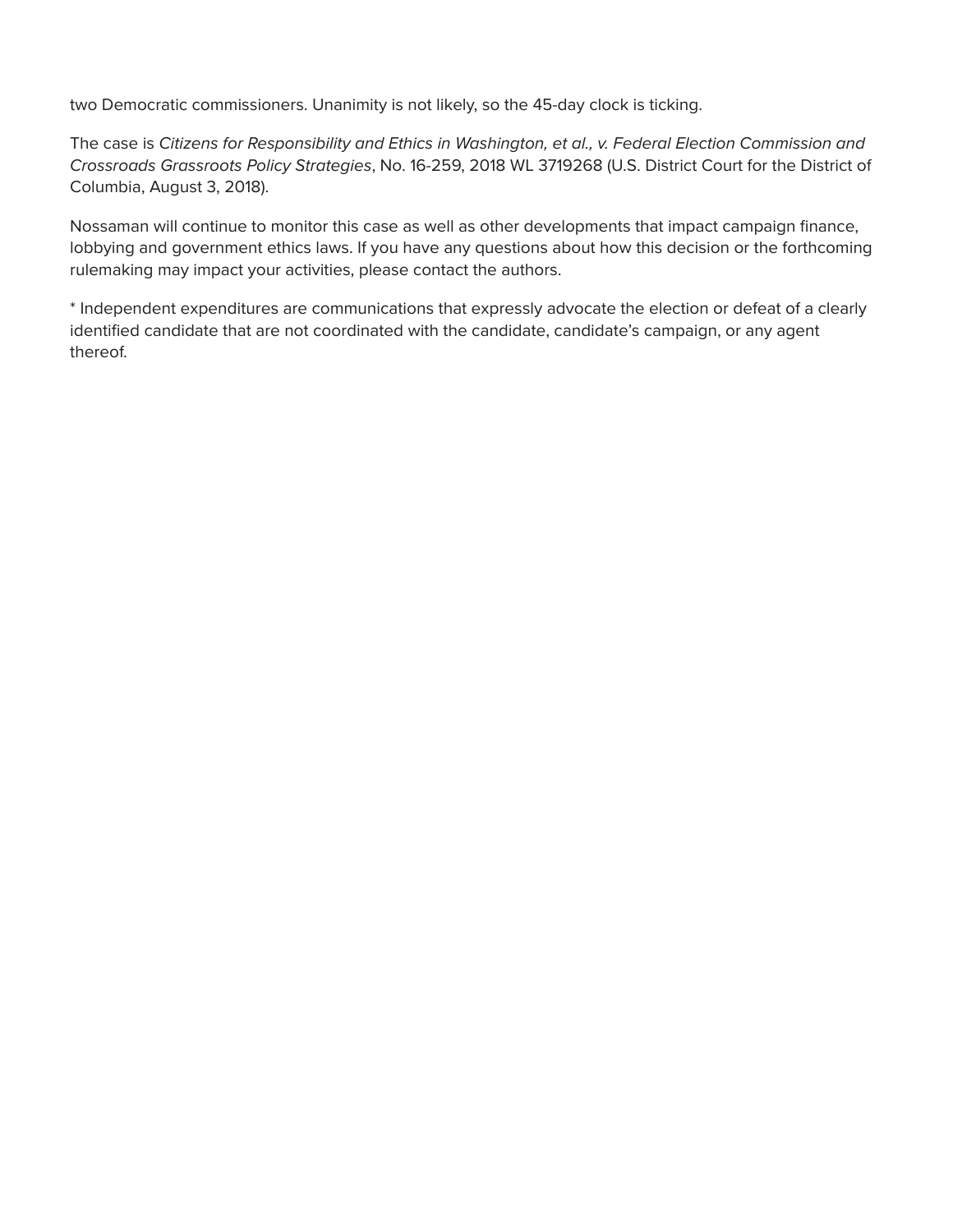two Democratic commissioners. Unanimity is not likely, so the 45-day clock is ticking.

The case is *Citizens for Responsibility and Ethics in Washington, et al., v. Federal Election Commission and Crossroads Grassroots Policy Strategies*, No. 16-259, 2018 WL 3719268 (U.S. District Court for the District of Columbia, August 3, 2018).

Nossaman will continue to monitor this case as well as other developments that impact campaign finance, lobbying and government ethics laws. If you have any questions about how this decision or the forthcoming rulemaking may impact your activities, please contact the authors.

* Independent expenditures are communications that expressly advocate the election or defeat of a clearly identified candidate that are not coordinated with the candidate, candidate's campaign, or any agent thereof.